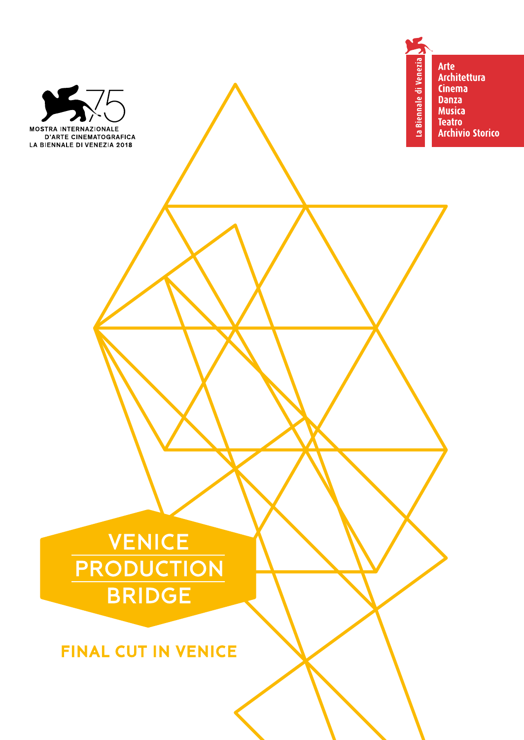MOSTRA INTERNAZIONALE
D'ARTE CINEMATOGRAFICA
LA BIENNALE DI VENEZIA 2018

La Biennale di Venezia

Arte
Architettura
Cinema
Danza
Musica
Teatro
Archivio Storico

# VENICE PRODUCTION BRIDGE

## FINAL CUT IN VENICE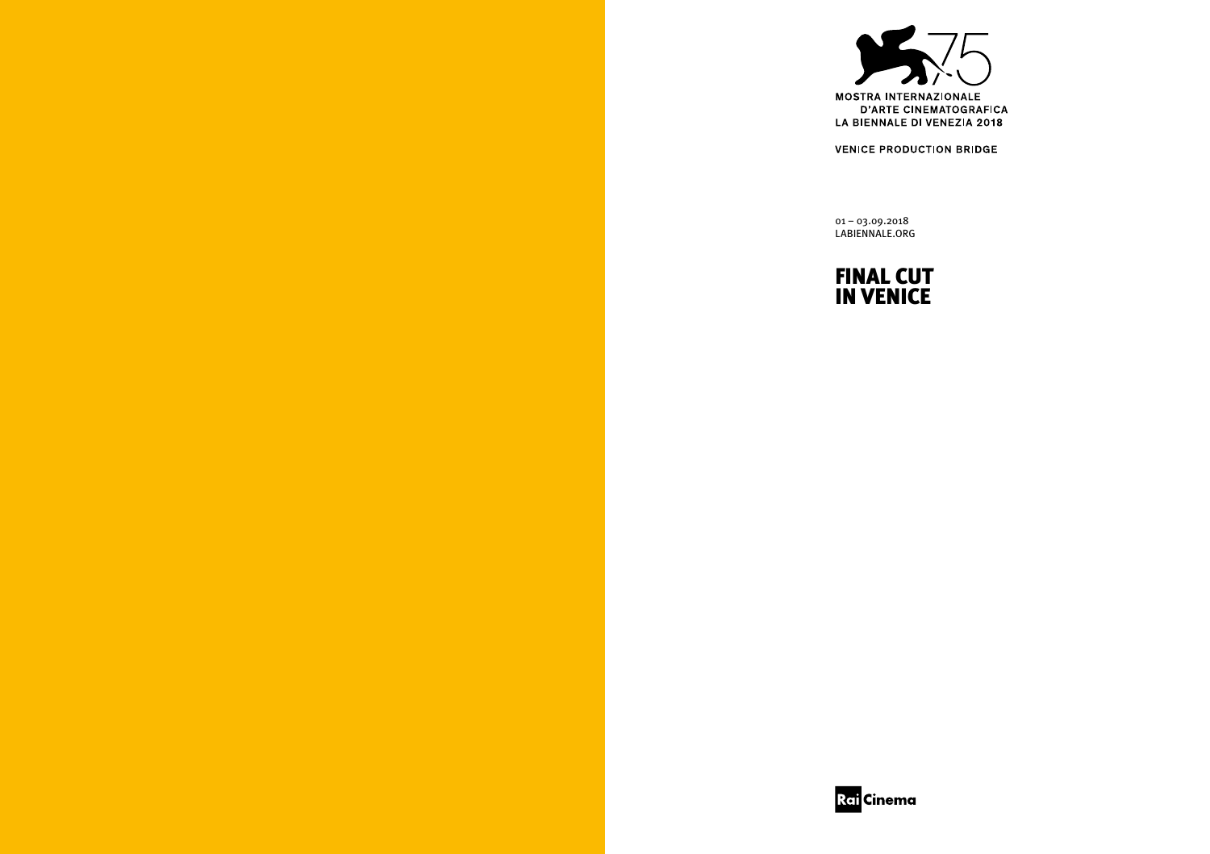MOSTRA INTERNAZIONALE
D'ARTE CINEMATOGRAFICA
LA BIENNALE DI VENEZIA 2018

VENICE PRODUCTION BRIDGE

01 – 03.09.2018
LABIENNALE.ORG

# FINAL CUT IN VENICE

Rai Cinema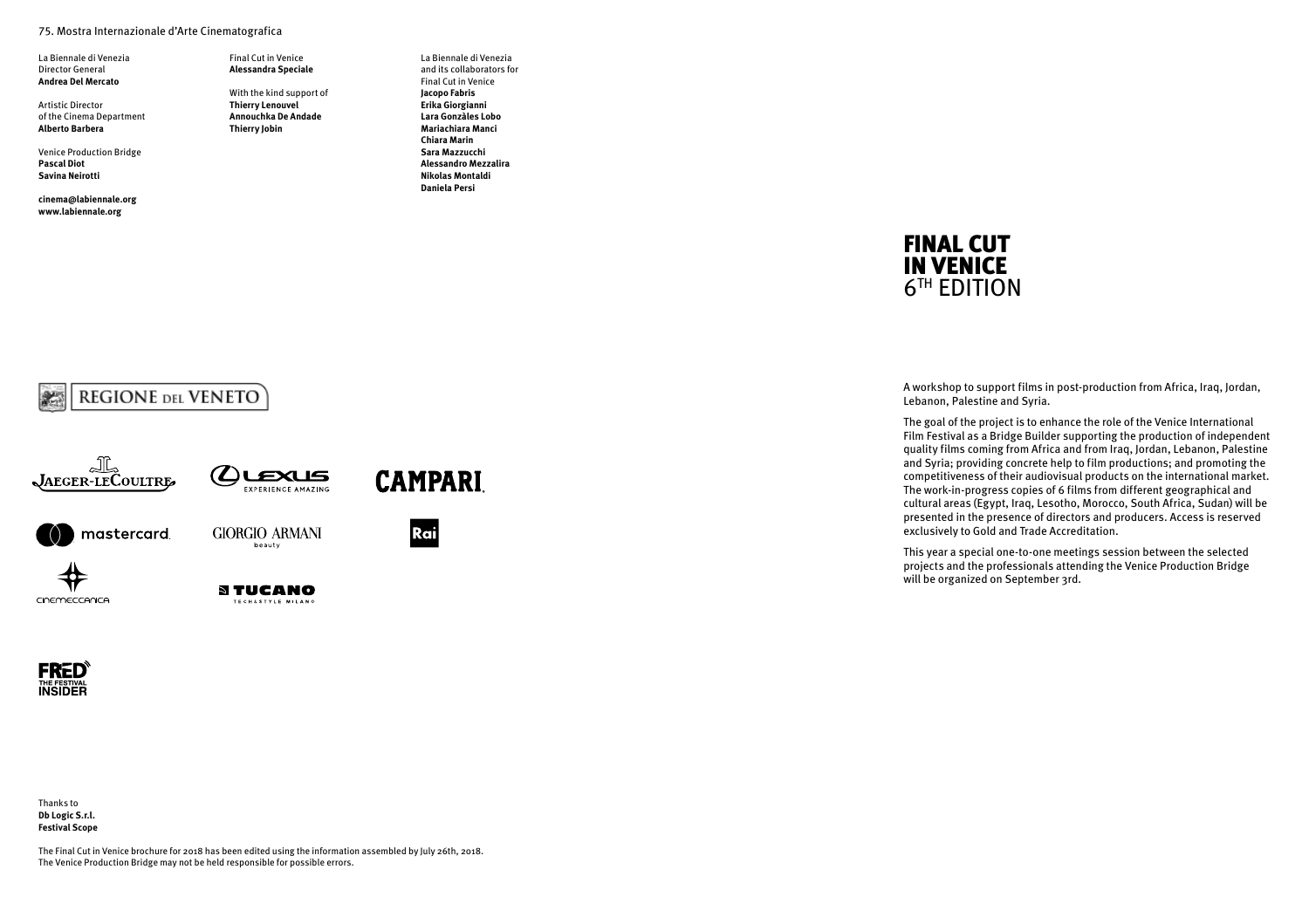75. Mostra Internazionale d'Arte Cinematografica

La Biennale di Venezia
Director General
**Andrea Del Mercato**

Artistic Director
of the Cinema Department
**Alberto Barbera**

Venice Production Bridge
**Pascal Diot**
**Savina Neirotti**

**cinema@labiennale.org**
**www.labiennale.org**

Final Cut in Venice
**Alessandra Speciale**

With the kind support of
**Thierry Lenouvel**
**Annouchka De Andade**
**Thierry Jobin**

La Biennale di Venezia
and its collaborators for
Final Cut in Venice
**Jacopo Fabris**
**Erika Giorgianni**
**Lara Gonzàles Lobo**
**Mariachiara Manci**
**Chiara Marin**
**Sara Mazzucchi**
**Alessandro Mezzalira**
**Nikolas Montaldi**
**Daniela Persi**

# FINAL CUT IN VENICE
6TH EDITION

A workshop to support films in post-production from Africa, Iraq, Jordan, Lebanon, Palestine and Syria.

The goal of the project is to enhance the role of the Venice International Film Festival as a Bridge Builder supporting the production of independent quality films coming from Africa and from Iraq, Jordan, Lebanon, Palestine and Syria; providing concrete help to film productions; and promoting the competitiveness of their audiovisual products on the international market. The work-in-progress copies of 6 films from different geographical and cultural areas (Egypt, Iraq, Lesotho, Morocco, South Africa, Sudan) will be presented in the presence of directors and producers. Access is reserved exclusively to Gold and Trade Accreditation.

This year a special one-to-one meetings session between the selected projects and the professionals attending the Venice Production Bridge will be organized on September 3rd.

REGIONE DEL VENETO

JAEGER-LECOULTRE · LEXUS EXPERIENCE AMAZING · CAMPARI · mastercard · GIORGIO ARMANI beauty · Rai · CINEMECCANICA · TUCANO TECHSTYLE MILANO

FRED THE FESTIVAL INSIDER

Thanks to
**Db Logic S.r.l.**
**Festival Scope**

The Final Cut in Venice brochure for 2018 has been edited using the information assembled by July 26th, 2018.
The Venice Production Bridge may not be held responsible for possible errors.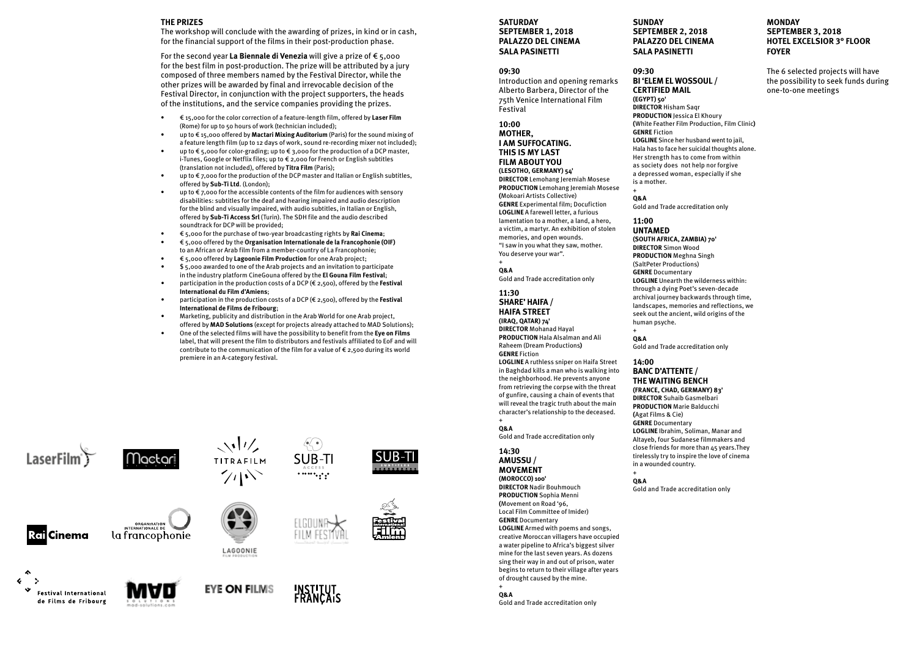## THE PRIZES

The workshop will conclude with the awarding of prizes, in kind or in cash, for the financial support of the films in their post-production phase.

For the second year **La Biennale di Venezia** will give a prize of € 5,000 for the best film in post-production. The prize will be attributed by a jury composed of three members named by the Festival Director, while the other prizes will be awarded by final and irrevocable decision of the Festival Director, in conjunction with the project supporters, the heads of the institutions, and the service companies providing the prizes.

- € 15,000 for the color correction of a feature-length film, offered by **Laser Film** (Rome) for up to 50 hours of work (technician included);
- up to € 15,000 offered by **Mactari Mixing Auditorium** (Paris) for the sound mixing of a feature length film (up to 12 days of work, sound re-recording mixer not included);
- up to € 5,000 for color-grading; up to € 3,000 for the production of a DCP master, i-Tunes, Google or Netflix files; up to € 2,000 for French or English subtitles (translation not included), offered by **Titra Film** (Paris);
- up to € 7,000 for the production of the DCP master and Italian or English subtitles, offered by **Sub-Ti Ltd**. (London);
- up to € 7,000 for the accessible contents of the film for audiences with sensory disabilities: subtitles for the deaf and hearing impaired and audio description for the blind and visually impaired, with audio subtitles, in Italian or English, offered by **Sub-Ti Access Srl** (Turin). The SDH file and the audio described soundtrack for DCP will be provided;
- € 5,000 for the purchase of two-year broadcasting rights by **Rai Cinema**;
- € 5,000 offered by the **Organisation Internationale de la Francophonie (OIF)** to an African or Arab film from a member-country of La Francophonie;
- € 5,000 offered by **Lagoonie Film Production** for one Arab project;
- $ 5,000 awarded to one of the Arab projects and an invitation to participate in the industry platform CineGouna offered by the **El Gouna Film Festival**;
- participation in the production costs of a DCP (€ 2,500), offered by the **Festival International du Film d'Amiens**;
- participation in the production costs of a DCP (€ 2,500), offered by the **Festival International de Films de Fribourg**;
- Marketing, publicity and distribution in the Arab World for one Arab project, offered by **MAD Solutions** (except for projects already attached to MAD Solutions);
- One of the selected films will have the possibility to benefit from the **Eye on Films** label, that will present the film to distributors and festivals affiliated to EoF and will contribute to the communication of the film for a value of € 2,500 during its world premiere in an A-category festival.

LaserFilm · Mactari · TITRAFILM · SUB-TI ACCESS · SUB-TI · Rai Cinema · Organisation Internationale de la francophonie · LAGOONIE FILM PRODUCTION · ELGOUNA FILM FESTIVAL · Festival International du Film d'Amiens · Festival International de Films de Fribourg · MAD SOLUTIONS mad-solutions.com · EYE ON FILMS · INSTITUT FRANÇAIS

## SATURDAY SEPTEMBER 1, 2018 PALAZZO DEL CINEMA SALA PASINETTI

### 09:30

Introduction and opening remarks Alberto Barbera, Director of the 75th Venice International Film Festival

### 10:00
### MOTHER, I AM SUFFOCATING. THIS IS MY LAST FILM ABOUT YOU

**(LESOTHO, GERMANY) 54'**
**DIRECTOR** Lemohang Jeremiah Mosese
**PRODUCTION** Lemohang Jeremiah Mosese (Mokoari Artists Collective)
**GENRE** Experimental film; Docufiction
**LOGLINE** A farewell letter, a furious lamentation to a mother, a land, a hero, a victim, a martyr. An exhibition of stolen memories, and open wounds. "I saw in you what they saw, mother. You deserve your war".

+
**Q&A**
Gold and Trade accreditation only

### 11:30
### SHARE' HAIFA / HAIFA STREET

**(IRAQ, QATAR) 74'**
**DIRECTOR** Mohanad Hayal
**PRODUCTION** Hala Alsalman and Ali Raheem (Dream Productions)
**GENRE** Fiction
**LOGLINE** A ruthless sniper on Haifa Street in Baghdad kills a man who is walking into the neighborhood. He prevents anyone from retrieving the corpse with the threat of gunfire, causing a chain of events that will reveal the tragic truth about the main character's relationship to the deceased.

+
**Q&A**
Gold and Trade accreditation only

### 14:30
### AMUSSU / MOVEMENT

**(MOROCCO) 100'**
**DIRECTOR** Nadir Bouhmouch
**PRODUCTION** Sophia Menni (Movement on Road '96, Local Film Committee of Imider)
**GENRE** Documentary
**LOGLINE** Armed with poems and songs, creative Moroccan villagers have occupied a water pipeline to Africa's biggest silver mine for the last seven years. As dozens sing their way in and out of prison, water begins to return to their village after years of drought caused by the mine.

+
**Q&A**
Gold and Trade accreditation only

## SUNDAY SEPTEMBER 2, 2018 PALAZZO DEL CINEMA SALA PASINETTI

### 09:30
### BI 'ELEM EL WOSSOUL / CERTIFIED MAIL

**(EGYPT) 50'**
**DIRECTOR** Hisham Saqr
**PRODUCTION** Jessica El Khoury (White Feather Film Production, Film Clinic)
**GENRE** Fiction
**LOGLINE** Since her husband went to jail, Hala has to face her suicidal thoughts alone. Her strength has to come from within as society does not help nor forgive a depressed woman, especially if she is a mother.

+
**Q&A**
Gold and Trade accreditation only

### 11:00
### UNTAMED

**(SOUTH AFRICA, ZAMBIA) 70'**
**DIRECTOR** Simon Wood
**PRODUCTION** Meghna Singh (SaltPeter Productions)
**GENRE** Documentary
**LOGLINE** Unearth the wilderness within: through a dying Poet's seven-decade archival journey backwards through time, landscapes, memories and reflections, we seek out the ancient, wild origins of the human psyche.

+
**Q&A**
Gold and Trade accreditation only

### 14:00
### BANC D'ATTENTE / THE WAITING BENCH

**(FRANCE, CHAD, GERMANY) 83'**
**DIRECTOR** Suhaib Gasmelbari
**PRODUCTION** Marie Balducchi (Agat Films & Cie)
**GENRE** Documentary
**LOGLINE** Ibrahim, Soliman, Manar and Altayeb, four Sudanese filmmakers and close friends for more than 45 years. They tirelessly try to inspire the love of cinema in a wounded country.

+
**Q&A**
Gold and Trade accreditation only

## MONDAY SEPTEMBER 3, 2018 HOTEL EXCELSIOR 3° FLOOR FOYER

The 6 selected projects will have the possibility to seek funds during one-to-one meetings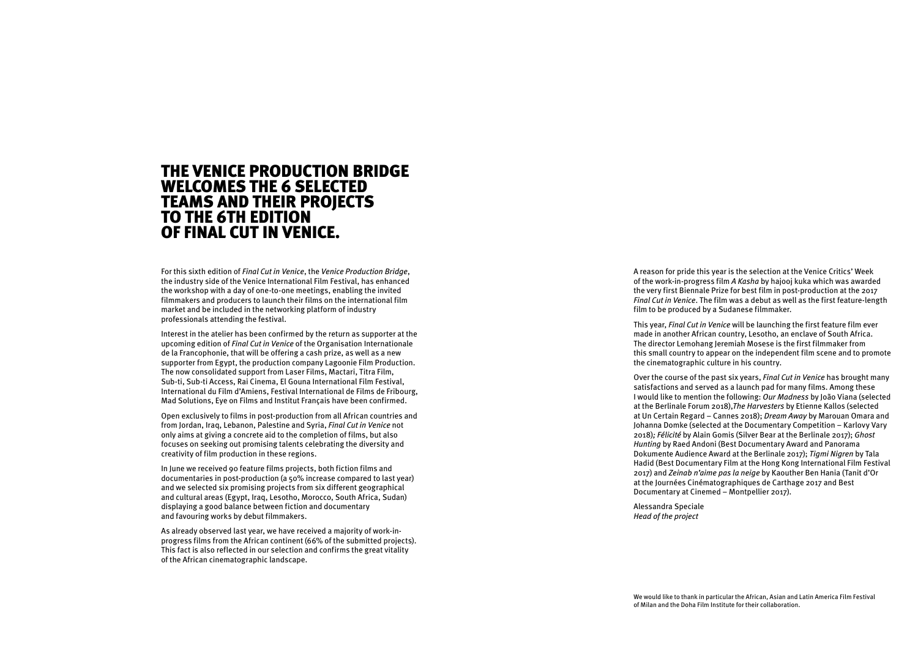# THE VENICE PRODUCTION BRIDGE WELCOMES THE 6 SELECTED TEAMS AND THEIR PROJECTS TO THE 6TH EDITION OF FINAL CUT IN VENICE.

For this sixth edition of *Final Cut in Venice*, the *Venice Production Bridge*, the industry side of the Venice International Film Festival, has enhanced the workshop with a day of one-to-one meetings, enabling the invited filmmakers and producers to launch their films on the international film market and be included in the networking platform of industry professionals attending the festival.

Interest in the atelier has been confirmed by the return as supporter at the upcoming edition of *Final Cut in Venice* of the Organisation Internationale de la Francophonie, that will be offering a cash prize, as well as a new supporter from Egypt, the production company Lagoonie Film Production. The now consolidated support from Laser Films, Mactari, Titra Film, Sub-ti, Sub-ti Access, Rai Cinema, El Gouna International Film Festival, International du Film d'Amiens, Festival International de Films de Fribourg, Mad Solutions, Eye on Films and Institut Français have been confirmed.

Open exclusively to films in post-production from all African countries and from Jordan, Iraq, Lebanon, Palestine and Syria, *Final Cut in Venice* not only aims at giving a concrete aid to the completion of films, but also focuses on seeking out promising talents celebrating the diversity and creativity of film production in these regions.

In June we received 90 feature films projects, both fiction films and documentaries in post-production (a 50% increase compared to last year) and we selected six promising projects from six different geographical and cultural areas (Egypt, Iraq, Lesotho, Morocco, South Africa, Sudan) displaying a good balance between fiction and documentary and favouring works by debut filmmakers.

As already observed last year, we have received a majority of work-in-progress films from the African continent (66% of the submitted projects). This fact is also reflected in our selection and confirms the great vitality of the African cinematographic landscape.

A reason for pride this year is the selection at the Venice Critics' Week of the work-in-progress film *A Kasha* by hajooj kuka which was awarded the very first Biennale Prize for best film in post-production at the 2017 *Final Cut in Venice*. The film was a debut as well as the first feature-length film to be produced by a Sudanese filmmaker.

This year, *Final Cut in Venice* will be launching the first feature film ever made in another African country, Lesotho, an enclave of South Africa. The director Lemohang Jeremiah Mosese is the first filmmaker from this small country to appear on the independent film scene and to promote the cinematographic culture in his country.

Over the course of the past six years, *Final Cut in Venice* has brought many satisfactions and served as a launch pad for many films. Among these I would like to mention the following: *Our Madness* by João Viana (selected at the Berlinale Forum 2018),*The Harvesters* by Etienne Kallos (selected at Un Certain Regard – Cannes 2018); *Dream Away* by Marouan Omara and Johanna Domke (selected at the Documentary Competition – Karlovy Vary 2018); *Félicité* by Alain Gomis (Silver Bear at the Berlinale 2017); *Ghost Hunting* by Raed Andoni (Best Documentary Award and Panorama Dokumente Audience Award at the Berlinale 2017); *Tigmi Nigren* by Tala Hadid (Best Documentary Film at the Hong Kong International Film Festival 2017) and *Zeinab n'aime pas la neige* by Kaouther Ben Hania (Tanit d'Or at the Journées Cinématographiques de Carthage 2017 and Best Documentary at Cinemed – Montpellier 2017).

Alessandra Speciale
*Head of the project*

We would like to thank in particular the African, Asian and Latin America Film Festival of Milan and the Doha Film Institute for their collaboration.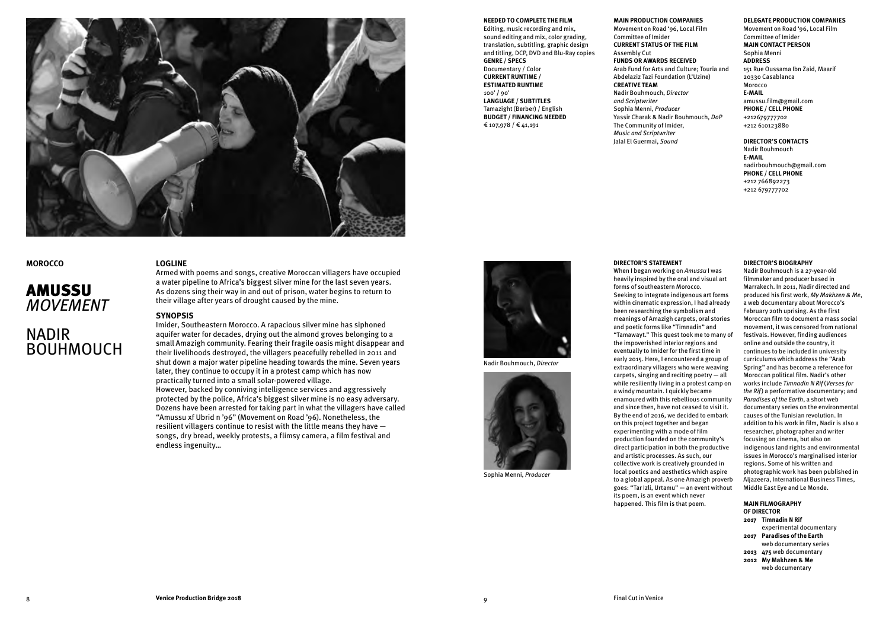**MOROCCO**

# AMUSSU *MOVEMENT*

# NADIR BOUHMOUCH

## LOGLINE

Armed with poems and songs, creative Moroccan villagers have occupied a water pipeline to Africa's biggest silver mine for the last seven years. As dozens sing their way in and out of prison, water begins to return to their village after years of drought caused by the mine.

## SYNOPSIS

Imider, Southeastern Morocco. A rapacious silver mine has siphoned aquifer water for decades, drying out the almond groves belonging to a small Amazigh community. Fearing their fragile oasis might disappear and their livelihoods destroyed, the villagers peacefully rebelled in 2011 and shut down a major water pipeline heading towards the mine. Seven years later, they continue to occupy it in a protest camp which has now practically turned into a small solar-powered village.
However, backed by conniving intelligence services and aggressively protected by the police, Africa's biggest silver mine is no easy adversary. Dozens have been arrested for taking part in what the villagers have called "Amussu xf Ubrid n '96" (Movement on Road '96). Nonetheless, the resilient villagers continue to resist with the little means they have — songs, dry bread, weekly protests, a flimsy camera, a film festival and endless ingenuity...

**NEEDED TO COMPLETE THE FILM**
Editing, music recording and mix, sound editing and mix, color grading, translation, subtitling, graphic design and titling, DCP, DVD and Blu-Ray copies
**GENRE / SPECS**
Documentary / Color
**CURRENT RUNTIME / ESTIMATED RUNTIME**
100' / 90'
**LANGUAGE / SUBTITLES**
Tamazight (Berber) / English
**BUDGET / FINANCING NEEDED**
€ 107,978 / € 41,191

**MAIN PRODUCTION COMPANIES**
Movement on Road '96, Local Film Committee of Imider
**CURRENT STATUS OF THE FILM**
Assembly Cut
**FUNDS OR AWARDS RECEIVED**
Arab Fund for Arts and Culture; Touria and Abdelaziz Tazi Foundation (L'Uzine)
**CREATIVE TEAM**
Nadir Bouhmouch, *Director and Scriptwriter*
Sophia Menni, *Producer*
Yassir Charak & Nadir Bouhmouch, *DoP*
The Community of Imider, *Music and Scriptwriter*
Jalal El Guermai, *Sound*

**DELEGATE PRODUCTION COMPANIES**
Movement on Road '96, Local Film Committee of Imider
**MAIN CONTACT PERSON**
Sophia Menni
**ADDRESS**
151 Rue Oussama Ibn Zaid, Maarif
20330 Casablanca
Morocco
**E-MAIL**
amussu.film@gmail.com
**PHONE / CELL PHONE**
+212679777702
+212 610123880

**DIRECTOR'S CONTACTS**
Nadir Bouhmouch
**E-MAIL**
nadirbouhmouch@gmail.com
**PHONE / CELL PHONE**
+212 766892273
+212 679777702

Nadir Bouhmouch, *Director*

Sophia Menni, *Producer*

## DIRECTOR'S STATEMENT

When I began working on *Amussu* I was heavily inspired by the oral and visual art forms of southeastern Morocco. Seeking to integrate indigenous art forms within cinematic expression, I had already been researching the symbolism and meanings of Amazigh carpets, oral stories and poetic forms like "Timnadin" and "Tamawayt." This quest took me to many of the impoverished interior regions and eventually to Imider for the first time in early 2015. Here, I encountered a group of extraordinary villagers who were weaving carpets, singing and reciting poetry — all while resiliently living in a protest camp on a windy mountain. I quickly became enamoured with this rebellious community and since then, have not ceased to visit it. By the end of 2016, we decided to embark on this project together and began experimenting with a mode of film production founded on the community's direct participation in both the productive and artistic processes. As such, our collective work is creatively grounded in local poetics and aesthetics which aspire to a global appeal. As one Amazigh proverb goes: "Tar Izli, Urtamu" — an event without its poem, is an event which never happened. This film is that poem.

## DIRECTOR'S BIOGRAPHY

Nadir Bouhmouch is a 27-year-old filmmaker and producer based in Marrakech. In 2011, Nadir directed and produced his first work, *My Makhzen & Me*, a web documentary about Morocco's February 20th uprising. As the first Moroccan film to document a mass social movement, it was censored from national festivals. However, finding audiences online and outside the country, it continues to be included in university curriculums which address the "Arab Spring" and has become a reference for Moroccan political film. Nadir's other works include *Timnadin N Rif* (*Verses for the Rif*) a performative documentary; and *Paradises of the Earth*, a short web documentary series on the environmental causes of the Tunisian revolution. In addition to his work in film, Nadir is also a researcher, photographer and writer focusing on cinema, but also on indigenous land rights and environmental issues in Morocco's marginalised interior regions. Some of his written and photographic work has been published in Aljazeera, International Business Times, Middle East Eye and Le Monde.

**MAIN FILMOGRAPHY OF DIRECTOR**

- **2017 Timnadin N Rif** experimental documentary
- **2017 Paradises of the Earth** web documentary series
- **2013 475** web documentary
- **2012 My Makhzen & Me** web documentary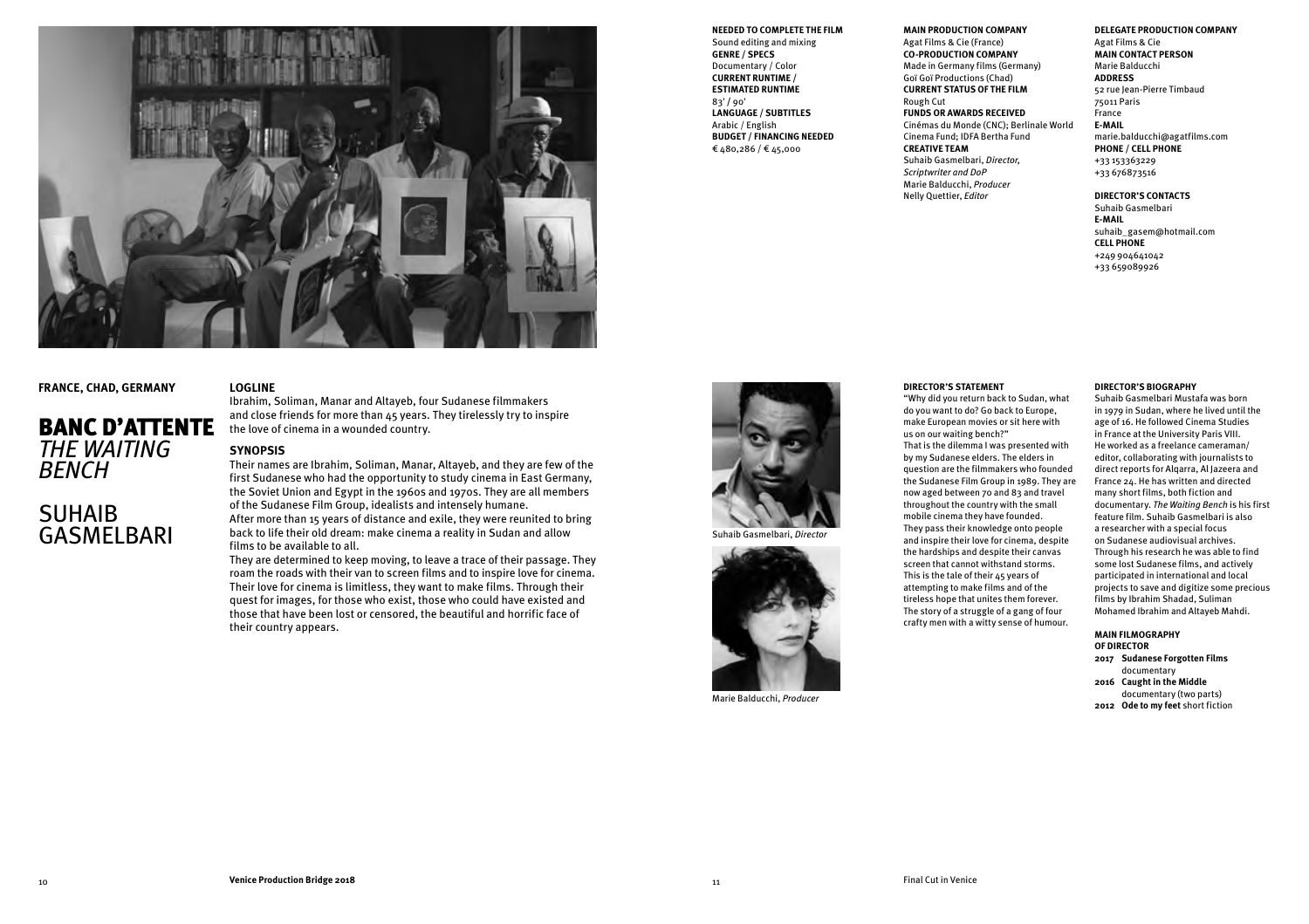**FRANCE, CHAD, GERMANY**

# BANC D'ATTENTE

## *THE WAITING BENCH*

## SUHAIB GASMELBARI

**LOGLINE**

Ibrahim, Soliman, Manar and Altayeb, four Sudanese filmmakers and close friends for more than 45 years. They tirelessly try to inspire the love of cinema in a wounded country.

**SYNOPSIS**

Their names are Ibrahim, Soliman, Manar, Altayeb, and they are few of the first Sudanese who had the opportunity to study cinema in East Germany, the Soviet Union and Egypt in the 1960s and 1970s. They are all members of the Sudanese Film Group, idealists and intensely humane.

After more than 15 years of distance and exile, they were reunited to bring back to life their old dream: make cinema a reality in Sudan and allow films to be available to all.

They are determined to keep moving, to leave a trace of their passage. They roam the roads with their van to screen films and to inspire love for cinema. Their love for cinema is limitless, they want to make films. Through their quest for images, for those who exist, those who could have existed and those that have been lost or censored, the beautiful and horrific face of their country appears.

**NEEDED TO COMPLETE THE FILM**
Sound editing and mixing
**GENRE / SPECS**
Documentary / Color
**CURRENT RUNTIME / ESTIMATED RUNTIME**
83' / 90'
**LANGUAGE / SUBTITLES**
Arabic / English
**BUDGET / FINANCING NEEDED**
€ 480,286 / € 45,000

**MAIN PRODUCTION COMPANY**
Agat Films & Cie (France)
**CO-PRODUCTION COMPANY**
Made in Germany films (Germany)
Goï Goï Productions (Chad)
**CURRENT STATUS OF THE FILM**
Rough Cut
**FUNDS OR AWARDS RECEIVED**
Cinémas du Monde (CNC); Berlinale World Cinema Fund; IDFA Bertha Fund
**CREATIVE TEAM**
Suhaib Gasmelbari, *Director, Scriptwriter and DoP*
Marie Balducchi, *Producer*
Nelly Quettier, *Editor*

**DELEGATE PRODUCTION COMPANY**
Agat Films & Cie
**MAIN CONTACT PERSON**
Marie Balducchi
**ADDRESS**
52 rue Jean-Pierre Timbaud
75011 Paris
France
**E-MAIL**
marie.balducchi@agatfilms.com
**PHONE / CELL PHONE**
+33 153363229
+33 676873516

**DIRECTOR'S CONTACTS**
Suhaib Gasmelbari
**E-MAIL**
suhaib_gasem@hotmail.com
**CELL PHONE**
+249 904641042
+33 659089926

Suhaib Gasmelbari, *Director*

Marie Balducchi, *Producer*

**DIRECTOR'S STATEMENT**

"Why did you return back to Sudan, what do you want to do? Go back to Europe, make European movies or sit here with us on our waiting bench?"
That is the dilemma I was presented with by my Sudanese elders. The elders in question are the filmmakers who founded the Sudanese Film Group in 1989. They are now aged between 70 and 83 and travel throughout the country with the small mobile cinema they have founded. They pass their knowledge onto people and inspire their love for cinema, despite the hardships and despite their canvas screen that cannot withstand storms. This is the tale of their 45 years of attempting to make films and of the tireless hope that unites them forever. The story of a struggle of a gang of four crafty men with a witty sense of humour.

**DIRECTOR'S BIOGRAPHY**

Suhaib Gasmelbari Mustafa was born in 1979 in Sudan, where he lived until the age of 16. He followed Cinema Studies in France at the University Paris VIII. He worked as a freelance cameraman/editor, collaborating with journalists to direct reports for Alqarra, Al Jazeera and France 24. He has written and directed many short films, both fiction and documentary. *The Waiting Bench* is his first feature film. Suhaib Gasmelbari is also a researcher with a special focus on Sudanese audiovisual archives. Through his research he was able to find some lost Sudanese films, and actively participated in international and local projects to save and digitize some precious films by Ibrahim Shadad, Suliman Mohamed Ibrahim and Altayeb Mahdi.

**MAIN FILMOGRAPHY OF DIRECTOR**

- **2017 Sudanese Forgotten Films** documentary
- **2016 Caught in the Middle** documentary (two parts)
- **2012 Ode to my feet** short fiction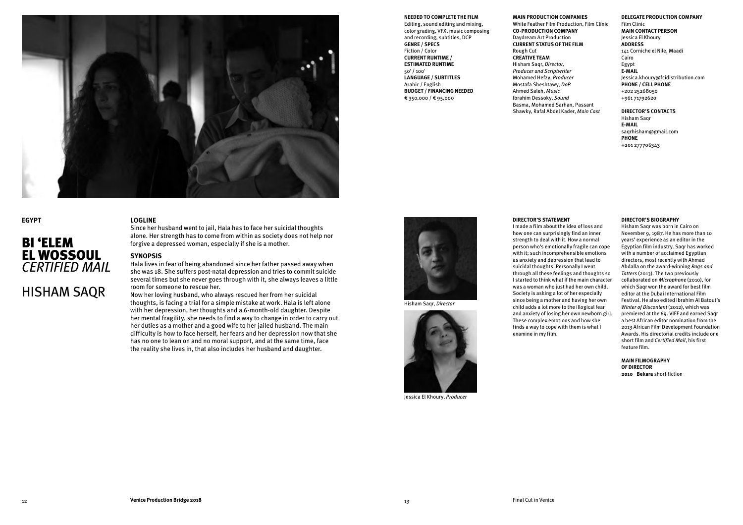**EGYPT**

# BI 'ELEM EL WOSSOUL *CERTIFIED MAIL*

## HISHAM SAQR

**NEEDED TO COMPLETE THE FILM**
Editing, sound editing and mixing, color grading, VFX, music composing and recording, subtitles, DCP
**GENRE / SPECS**
Fiction / Color
**CURRENT RUNTIME / ESTIMATED RUNTIME**
50' / 100'
**LANGUAGE / SUBTITLES**
Arabic / English
**BUDGET / FINANCING NEEDED**
€ 350,000 / € 95,000

**MAIN PRODUCTION COMPANIES**
White Feather Film Production, Film Clinic
**CO-PRODUCTION COMPANY**
Daydream Art Production
**CURRENT STATUS OF THE FILM**
Rough Cut
**CREATIVE TEAM**
Hisham Saqr, *Director, Producer and Scriptwriter*
Mohamed Hefzy, *Producer*
Mostafa Sheshtawy, *DoP*
Ahmed Saleh, *Music*
Ibrahim Dessoky, *Sound*
Basma, Mohamed Sarhan, Passant Shawky, Rafal Abdel Kader, *Main Cast*

**DELEGATE PRODUCTION COMPANY**
Film Clinic
**MAIN CONTACT PERSON**
Jessica El Khoury
**ADDRESS**
141 Corniche el Nile, Maadi
Cairo
Egypt
**E-MAIL**
Jessica.khoury@fcidistribution.com
**PHONE / CELL PHONE**
+202 25268050
+961 71792620

**DIRECTOR'S CONTACTS**
Hisham Saqr
**E-MAIL**
saqrhisham@gmail.com
**PHONE**
+201 277706343

**LOGLINE**

Since her husband went to jail, Hala has to face her suicidal thoughts alone. Her strength has to come from within as society does not help nor forgive a depressed woman, especially if she is a mother.

**SYNOPSIS**

Hala lives in fear of being abandoned since her father passed away when she was 18. She suffers post-natal depression and tries to commit suicide several times but she never goes through with it, she always leaves a little room for someone to rescue her.

Now her loving husband, who always rescued her from her suicidal thoughts, is facing a trial for a simple mistake at work. Hala is left alone with her depression, her thoughts and a 6-month-old daughter. Despite her mental fragility, she needs to find a way to change in order to carry out her duties as a mother and a good wife to her jailed husband. The main difficulty is how to face herself, her fears and her depression now that she has no one to lean on and no moral support, and at the same time, face the reality she lives in, that also includes her husband and daughter.

Hisham Saqr, *Director*

Jessica El Khoury, *Producer*

**DIRECTOR'S STATEMENT**

I made a film about the idea of loss and how one can surprisingly find an inner strength to deal with it. How a normal person who's emotionally fragile can cope with it; such incomprehensible emotions as anxiety and depression that lead to suicidal thoughts. Personally I went through all these feelings and thoughts so I started to think what if the main character was a woman who just had her own child. Society is asking a lot of her especially since being a mother and having her own child adds a lot more to the illogical fear and anxiety of losing her own newborn girl. These complex emotions and how she finds a way to cope with them is what I examine in my film.

**DIRECTOR'S BIOGRAPHY**

Hisham Saqr was born in Cairo on November 9, 1987. He has more than 10 years' experience as an editor in the Egyptian film industry. Saqr has worked with a number of acclaimed Egyptian directors, most recently with Ahmad Abdalla on the award-winning *Rags and Tatters* (2013). The two previously collaborated on *Microphone* (2010), for which Saqr won the award for best film editor at the Dubai International Film Festival. He also edited Ibrahim Al Batout's *Winter of Discontent* (2012), which was premiered at the 69. VIFF and earned Saqr a best African editor nomination from the 2013 African Film Development Foundation Awards. His directorial credits include one short film and *Certified Mail*, his first feature film.

**MAIN FILMOGRAPHY OF DIRECTOR**
**2010 Bekara** short fiction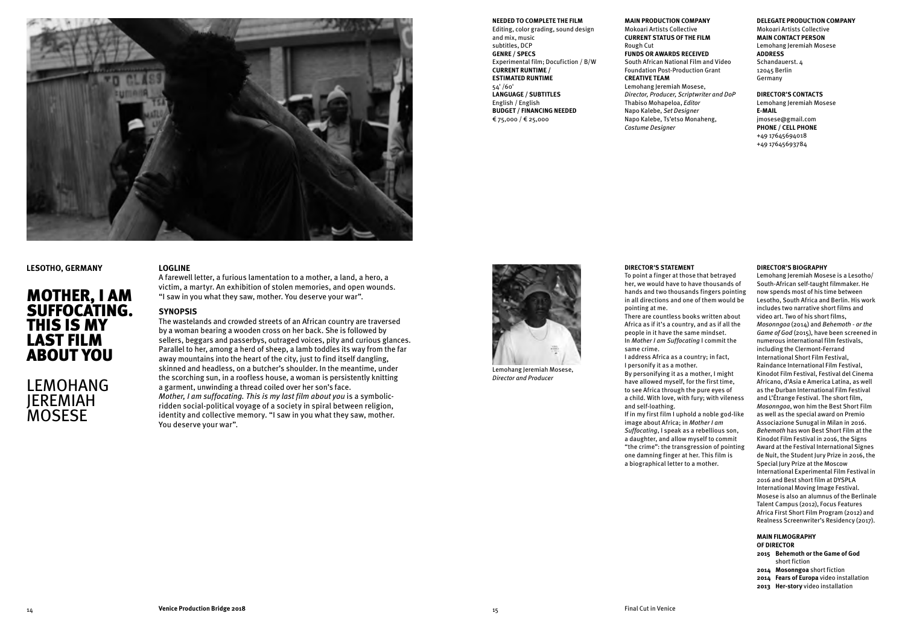**LESOTHO, GERMANY**

# MOTHER, I AM SUFFOCATING. THIS IS MY LAST FILM ABOUT YOU

## LEMOHANG JEREMIAH MOSESE

### LOGLINE

A farewell letter, a furious lamentation to a mother, a land, a hero, a victim, a martyr. An exhibition of stolen memories, and open wounds. "I saw in you what they saw, mother. You deserve your war".

### SYNOPSIS

The wastelands and crowded streets of an African country are traversed by a woman bearing a wooden cross on her back. She is followed by sellers, beggars and passerbys, outraged voices, pity and curious glances. Parallel to her, among a herd of sheep, a lamb toddles its way from the far away mountains into the heart of the city, just to find itself dangling, skinned and headless, on a butcher's shoulder. In the meantime, under the scorching sun, in a roofless house, a woman is persistently knitting a garment, unwinding a thread coiled over her son's face.
*Mother, I am suffocating. This is my last film about you* is a symbolic-ridden social-political voyage of a society in spiral between religion, identity and collective memory. "I saw in you what they saw, mother. You deserve your war".

**NEEDED TO COMPLETE THE FILM**
Editing, color grading, sound design and mix, music subtitles, DCP

**GENRE / SPECS**
Experimental film; Docufiction / B/W

**CURRENT RUNTIME / ESTIMATED RUNTIME**
54' /60'

**LANGUAGE / SUBTITLES**
English / English

**BUDGET / FINANCING NEEDED**
€ 75,000 / € 25,000

**MAIN PRODUCTION COMPANY**
Mokoari Artists Collective

**CURRENT STATUS OF THE FILM**
Rough Cut

**FUNDS OR AWARDS RECEIVED**
South African National Film and Video Foundation Post-Production Grant

**CREATIVE TEAM**
Lemohang Jeremiah Mosese, *Director, Producer, Scriptwriter and DoP*
Thabiso Mohapeloa, *Editor*
Napo Kalebe, *Set Designer*
Napo Kalebe, Ts'etso Monaheng, *Costume Designer*

**DELEGATE PRODUCTION COMPANY**
Mokoari Artists Collective

**MAIN CONTACT PERSON**
Lemohang Jeremiah Mosese

**ADDRESS**
Schandauerst. 4
12045 Berlin
Germany

**DIRECTOR'S CONTACTS**
Lemohang Jeremiah Mosese

**E-MAIL**
jmosese@gmail.com

**PHONE / CELL PHONE**
+49 17645694018
+49 17645693784

Lemohang Jeremiah Mosese, *Director and Producer*

### DIRECTOR'S STATEMENT

To point a finger at those that betrayed her, we would have to have thousands of hands and two thousands fingers pointing in all directions and one of them would be pointing at me.
There are countless books written about Africa as if it's a country, and as if all the people in it have the same mindset.
In *Mother I am Suffocating* I commit the same crime.
I address Africa as a country; in fact, I personify it as a mother.
By personifying it as a mother, I might have allowed myself, for the first time, to see Africa through the pure eyes of a child. With love, with fury; with vileness and self-loathing.
If in my first film I uphold a noble god-like image about Africa; in *Mother I am Suffocating*, I speak as a rebellious son, a daughter, and allow myself to commit "the crime": the transgression of pointing one damning finger at her. This film is a biographical letter to a mother.

### DIRECTOR'S BIOGRAPHY

Lemohang Jeremiah Mosese is a Lesotho/South-African self-taught filmmaker. He now spends most of his time between Lesotho, South Africa and Berlin. His work includes two narrative short films and video art. Two of his short films, *Mosonngoa* (2014) and *Behemoth - or the Game of God* (2015), have been screened in numerous international film festivals, including the Clermont-Ferrand International Short Film Festival, Raindance International Film Festival, Kinodot Film Festival, Festival del Cinema Africano, d'Asia e America Latina, as well as the Durban International Film Festival and L'Étrange Festival. The short film, *Mosonngoa*, won him the Best Short Film as well as the special award on Premio Associazione Sunugal in Milan in 2016. *Behemoth* has won Best Short Film at the Kinodot Film Festival in 2016, the Signs Award at the Festival International Signes de Nuit, the Student Jury Prize in 2016, the Special Jury Prize at the Moscow International Experimental Film Festival in 2016 and Best short film at DYSPLA International Moving Image Festival. Mosese is also an alumnus of the Berlinale Talent Campus (2012), Focus Features Africa First Short Film Program (2012) and Realness Screenwriter's Residency (2017).

### MAIN FILMOGRAPHY OF DIRECTOR

- **2015 Behemoth or the Game of God** short fiction
- **2014 Mosonngoa** short fiction
- **2014 Fears of Europa** video installation
- **2013 Her-story** video installation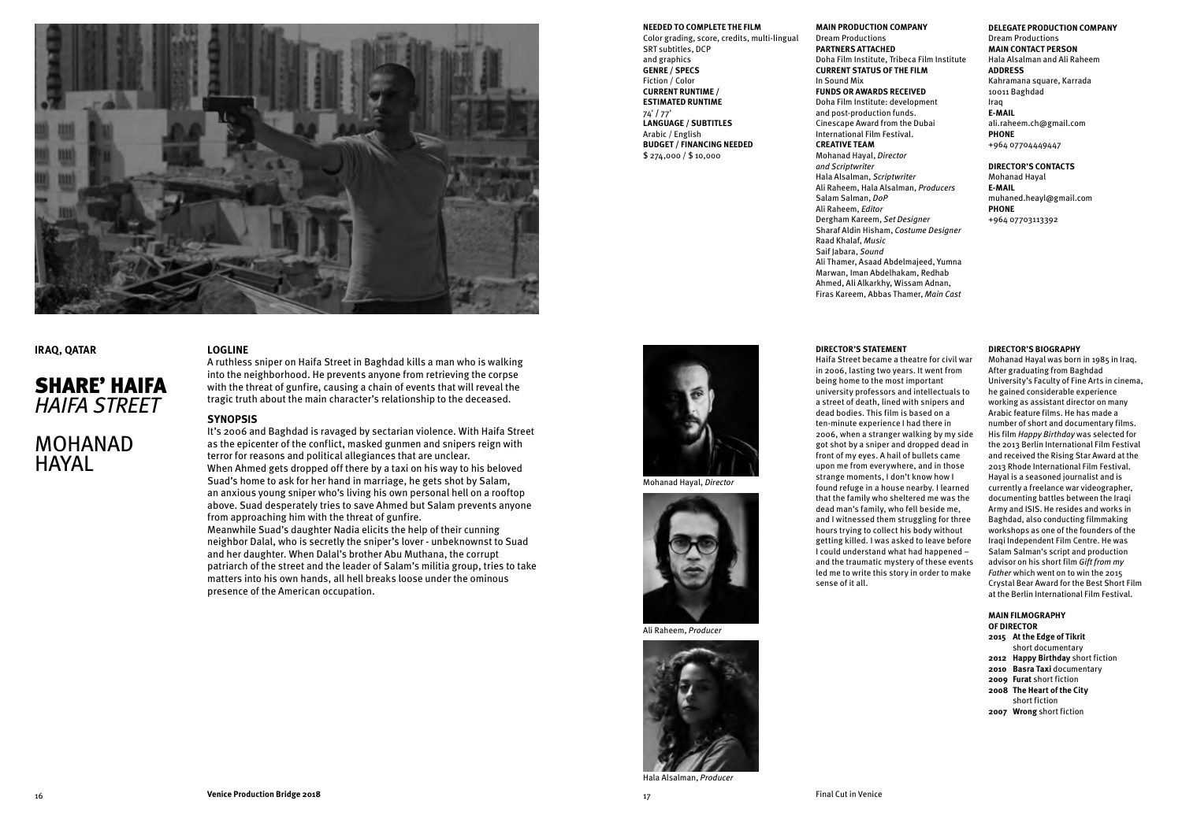**IRAQ, QATAR**

# SHARE' HAIFA
## *HAIFA STREET*

# MOHANAD HAYAL

### LOGLINE

A ruthless sniper on Haifa Street in Baghdad kills a man who is walking into the neighborhood. He prevents anyone from retrieving the corpse with the threat of gunfire, causing a chain of events that will reveal the tragic truth about the main character's relationship to the deceased.

### SYNOPSIS

It's 2006 and Baghdad is ravaged by sectarian violence. With Haifa Street as the epicenter of the conflict, masked gunmen and snipers reign with terror for reasons and political allegiances that are unclear.
When Ahmed gets dropped off there by a taxi on his way to his beloved Suad's home to ask for her hand in marriage, he gets shot by Salam, an anxious young sniper who's living his own personal hell on a rooftop above. Suad desperately tries to save Ahmed but Salam prevents anyone from approaching him with the threat of gunfire.
Meanwhile Suad's daughter Nadia elicits the help of their cunning neighbor Dalal, who is secretly the sniper's lover - unbeknownst to Suad and her daughter. When Dalal's brother Abu Muthana, the corrupt patriarch of the street and the leader of Salam's militia group, tries to take matters into his own hands, all hell breaks loose under the ominous presence of the American occupation.

**NEEDED TO COMPLETE THE FILM**
Color grading, score, credits, multi-lingual SRT subtitles, DCP and graphics
**GENRE / SPECS**
Fiction / Color
**CURRENT RUNTIME / ESTIMATED RUNTIME**
74' / 77'
**LANGUAGE / SUBTITLES**
Arabic / English
**BUDGET / FINANCING NEEDED**
$ 274,000 / $ 10,000

**MAIN PRODUCTION COMPANY**
Dream Productions
**PARTNERS ATTACHED**
Doha Film Institute, Tribeca Film Institute
**CURRENT STATUS OF THE FILM**
In Sound Mix
**FUNDS OR AWARDS RECEIVED**
Doha Film Institute: development and post-production funds.
Cinescape Award from the Dubai International Film Festival.
**CREATIVE TEAM**
Mohanad Hayal, *Director and Scriptwriter*
Hala Alsalman, *Scriptwriter*
Ali Raheem, Hala Alsalman, *Producers*
Salam Salman, *DoP*
Ali Raheem, *Editor*
Dergham Kareem, *Set Designer*
Sharaf Aldin Hisham, *Costume Designer*
Raad Khalaf, *Music*
Saif Jabara, *Sound*
Ali Thamer, Asaad Abdelmajeed, Yumna Marwan, Iman Abdelhakam, Redhab Ahmed, Ali Alkarkhy, Wissam Adnan, Firas Kareem, Abbas Thamer, *Main Cast*

**DELEGATE PRODUCTION COMPANY**
Dream Productions
**MAIN CONTACT PERSON**
Hala Alsalman and Ali Raheem
**ADDRESS**
Kahramana square, Karrada
10011 Baghdad
Iraq
**E-MAIL**
ali.raheem.ch@gmail.com
**PHONE**
+964 07704449447

**DIRECTOR'S CONTACTS**
Mohanad Hayal
**E-MAIL**
muhaned.heayl@gmail.com
**PHONE**
+964 07703113392

Mohanad Hayal, *Director*

Ali Raheem, *Producer*

Hala Alsalman, *Producer*

**DIRECTOR'S STATEMENT**

Haifa Street became a theatre for civil war in 2006, lasting two years. It went from being home to the most important university professors and intellectuals to a street of death, lined with snipers and dead bodies. This film is based on a ten-minute experience I had there in 2006, when a stranger walking by my side got shot by a sniper and dropped dead in front of my eyes. A hail of bullets came upon me from everywhere, and in those strange moments, I don't know how I found refuge in a house nearby. I learned that the family who sheltered me was the dead man's family, who fell beside me, and I witnessed them struggling for three hours trying to collect his body without getting killed. I was asked to leave before I could understand what had happened – and the traumatic mystery of these events led me to write this story in order to make sense of it all.

**DIRECTOR'S BIOGRAPHY**

Mohanad Hayal was born in 1985 in Iraq. After graduating from Baghdad University's Faculty of Fine Arts in cinema, he gained considerable experience working as assistant director on many Arabic feature films. He has made a number of short and documentary films. His film *Happy Birthday* was selected for the 2013 Berlin International Film Festival and received the Rising Star Award at the 2013 Rhode International Film Festival. Hayal is a seasoned journalist and is currently a freelance war videographer, documenting battles between the Iraqi Army and ISIS. He resides and works in Baghdad, also conducting filmmaking workshops as one of the founders of the Iraqi Independent Film Centre. He was Salam Salman's script and production advisor on his short film *Gift from my Father* which went on to win the 2015 Crystal Bear Award for the Best Short Film at the Berlin International Film Festival.

**MAIN FILMOGRAPHY OF DIRECTOR**

- **2015 At the Edge of Tikrit** short documentary
- **2012 Happy Birthday** short fiction
- **2010 Basra Taxi** documentary
- **2009 Furat** short fiction
- **2008 The Heart of the City** short fiction
- **2007 Wrong** short fiction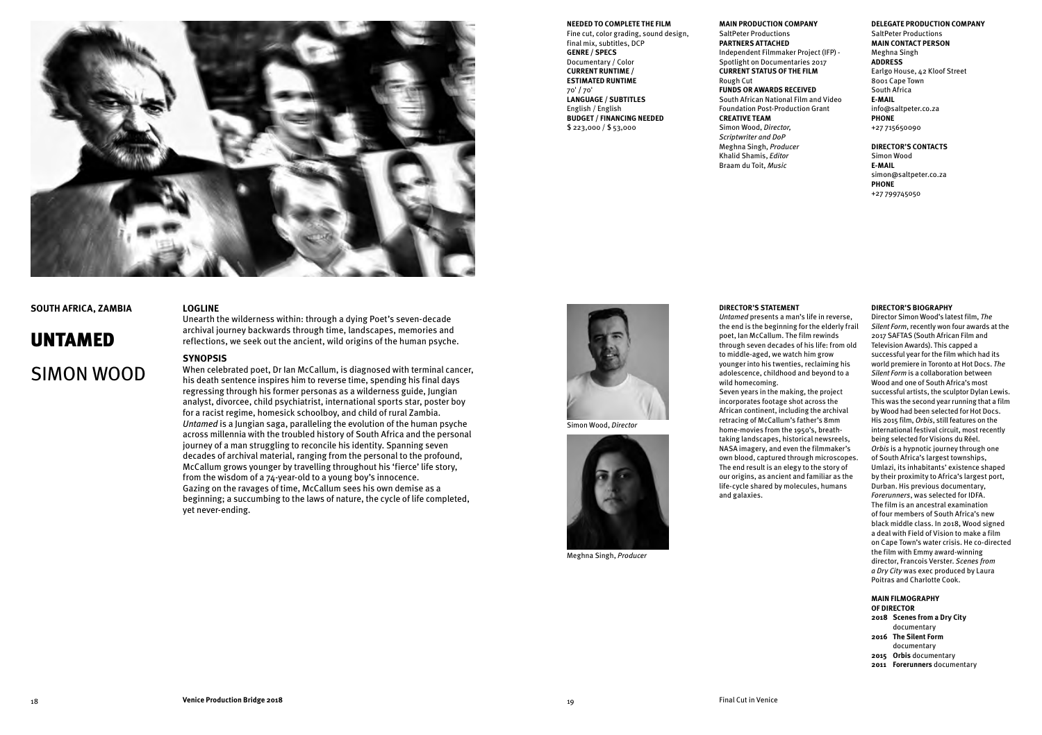**SOUTH AFRICA, ZAMBIA**

# UNTAMED

## SIMON WOOD

**LOGLINE**

Unearth the wilderness within: through a dying Poet's seven-decade archival journey backwards through time, landscapes, memories and reflections, we seek out the ancient, wild origins of the human psyche.

**SYNOPSIS**

When celebrated poet, Dr Ian McCallum, is diagnosed with terminal cancer, his death sentence inspires him to reverse time, spending his final days regressing through his former personas as a wilderness guide, Jungian analyst, divorcee, child psychiatrist, international sports star, poster boy for a racist regime, homesick schoolboy, and child of rural Zambia. *Untamed* is a Jungian saga, paralleling the evolution of the human psyche across millennia with the troubled history of South Africa and the personal journey of a man struggling to reconcile his identity. Spanning seven decades of archival material, ranging from the personal to the profound, McCallum grows younger by travelling throughout his 'fierce' life story, from the wisdom of a 74-year-old to a young boy's innocence. Gazing on the ravages of time, McCallum sees his own demise as a beginning; a succumbing to the laws of nature, the cycle of life completed, yet never-ending.

**NEEDED TO COMPLETE THE FILM**
Fine cut, color grading, sound design, final mix, subtitles, DCP
**GENRE / SPECS**
Documentary / Color
**CURRENT RUNTIME / ESTIMATED RUNTIME**
70' / 70'
**LANGUAGE / SUBTITLES**
English / English
**BUDGET / FINANCING NEEDED**
$ 223,000 / $ 53,000

**MAIN PRODUCTION COMPANY**
SaltPeter Productions
**PARTNERS ATTACHED**
Independent Filmmaker Project (IFP) - Spotlight on Documentaries 2017
**CURRENT STATUS OF THE FILM**
Rough Cut
**FUNDS OR AWARDS RECEIVED**
South African National Film and Video Foundation Post-Production Grant
**CREATIVE TEAM**
Simon Wood, *Director, Scriptwriter and DoP*
Meghna Singh, *Producer*
Khalid Shamis, *Editor*
Braam du Toit, *Music*

**DELEGATE PRODUCTION COMPANY**
SaltPeter Productions
**MAIN CONTACT PERSON**
Meghna Singh
**ADDRESS**
Earlgo House, 42 Kloof Street
8001 Cape Town
South Africa
**E-MAIL**
info@saltpeter.co.za
**PHONE**
+27 715650090

**DIRECTOR'S CONTACTS**
Simon Wood
**E-MAIL**
simon@saltpeter.co.za
**PHONE**
+27 799745050

Simon Wood, *Director*

Meghna Singh, *Producer*

**DIRECTOR'S STATEMENT**

*Untamed* presents a man's life in reverse, the end is the beginning for the elderly frail poet, Ian McCallum. The film rewinds through seven decades of his life: from old to middle-aged, we watch him grow younger into his twenties, reclaiming his adolescence, childhood and beyond to a wild homecoming.
Seven years in the making, the project incorporates footage shot across the African continent, including the archival retracing of McCallum's father's 8mm home-movies from the 1950's, breath-taking landscapes, historical newsreels, NASA imagery, and even the filmmaker's own blood, captured through microscopes. The end result is an elegy to the story of our origins, as ancient and familiar as the life-cycle shared by molecules, humans and galaxies.

**DIRECTOR'S BIOGRAPHY**

Director Simon Wood's latest film, *The Silent Form*, recently won four awards at the 2017 SAFTAS (South African Film and Television Awards). This capped a successful year for the film which had its world premiere in Toronto at Hot Docs. *The Silent Form* is a collaboration between Wood and one of South Africa's most successful artists, the sculptor Dylan Lewis. This was the second year running that a film by Wood had been selected for Hot Docs. His 2015 film, *Orbis*, still features on the international festival circuit, most recently being selected for Visions du Réel. *Orbis* is a hypnotic journey through one of South Africa's largest townships, Umlazi, its inhabitants' existence shaped by their proximity to Africa's largest port, Durban. His previous documentary, *Forerunners*, was selected for IDFA. The film is an ancestral examination of four members of South Africa's new black middle class. In 2018, Wood signed a deal with Field of Vision to make a film on Cape Town's water crisis. He co-directed the film with Emmy award-winning director, Francois Verster. *Scenes from a Dry City* was exec produced by Laura Poitras and Charlotte Cook.

**MAIN FILMOGRAPHY OF DIRECTOR**

- **2018 Scenes from a Dry City** documentary
- **2016 The Silent Form** documentary
- **2015 Orbis** documentary
- **2011 Forerunners** documentary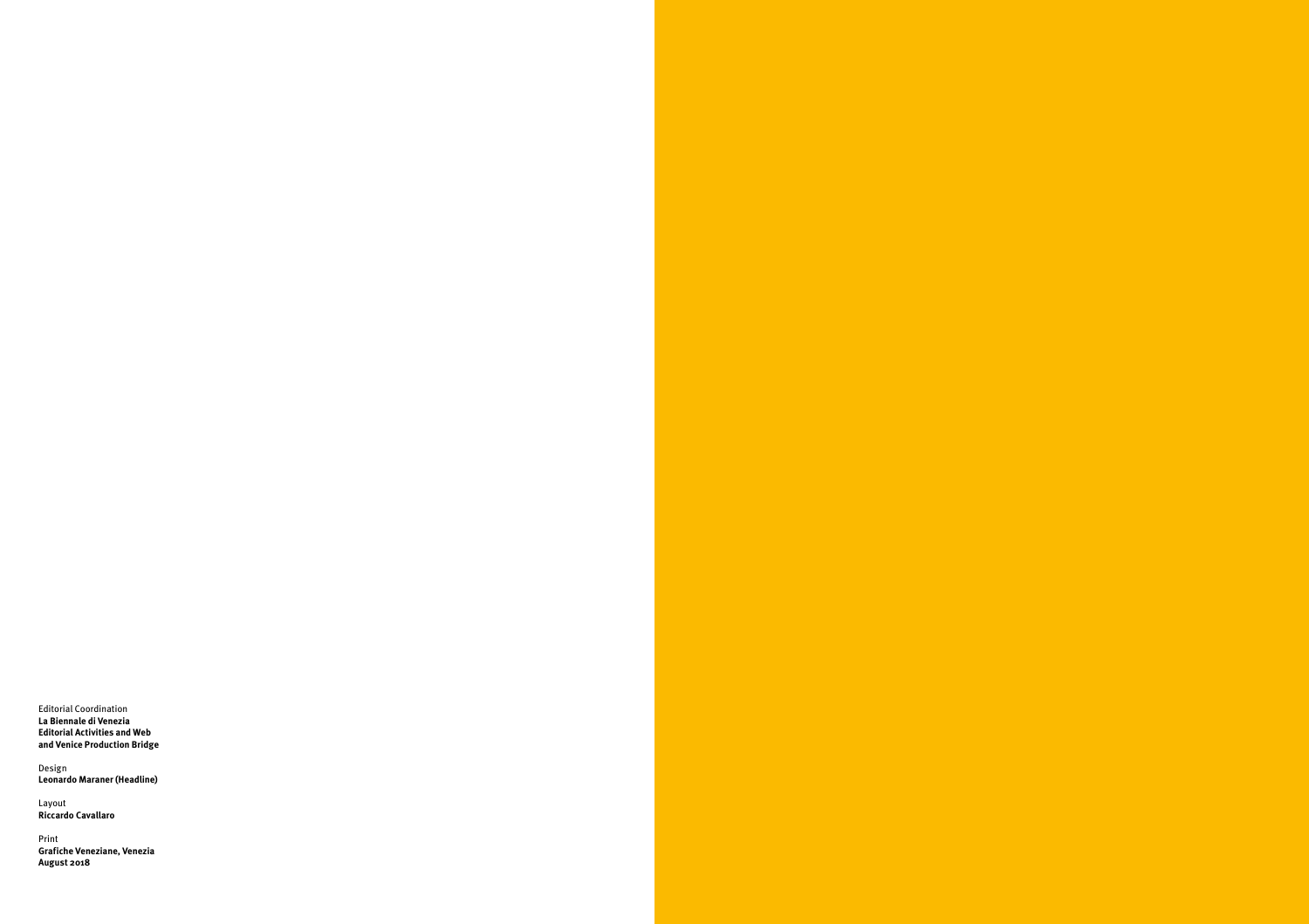Editorial Coordination
**La Biennale di Venezia**
**Editorial Activities and Web**
**and Venice Production Bridge**

Design
**Leonardo Maraner (Headline)**

Layout
**Riccardo Cavallaro**

Print
**Grafiche Veneziane, Venezia**
**August 2018**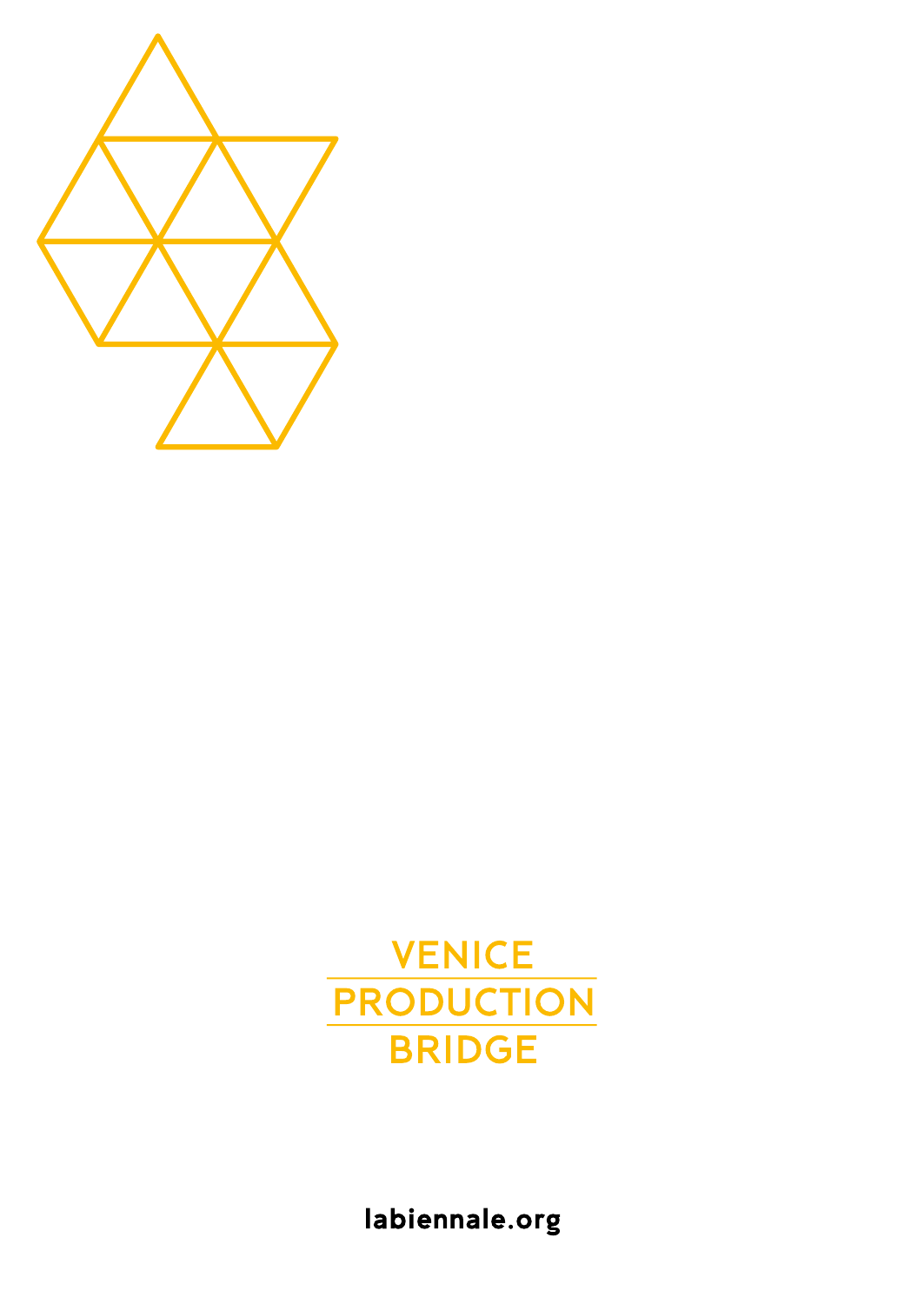VENICE
PRODUCTION
BRIDGE

labiennale.org